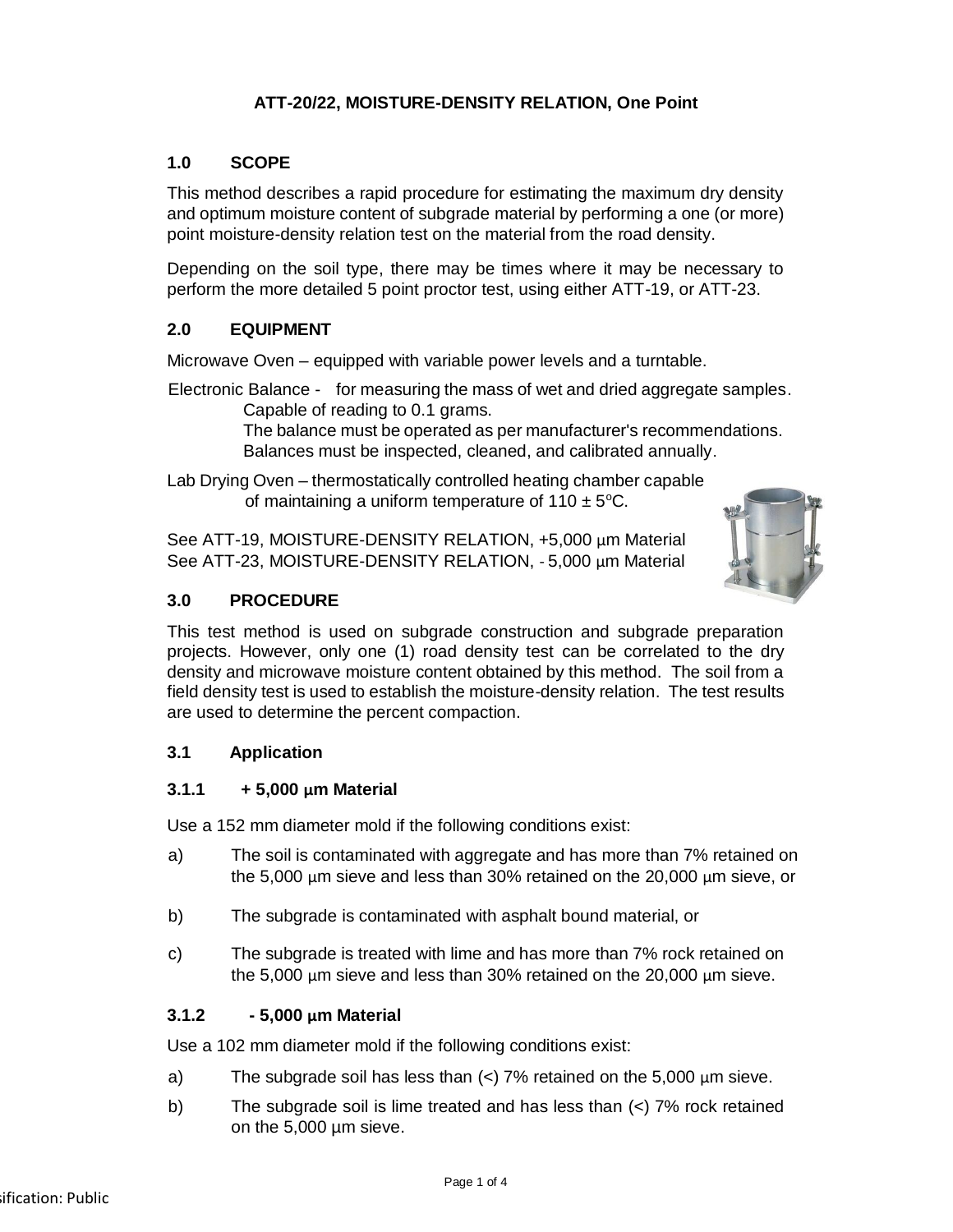# ATT-20/22, MOISTURE-DENSITY RELATION, One Point

## 1.0 SCOPE

This method describes a rapid procedure for estimating the maximum dry density and optimum moisture content of subgrade material by performing a one (or more) point moisture-density relation test on the material from the road density.

Depending on the soil type, there may be times where it may be necessary to perform the more detailed 5 point proctor test, using either ATT-19, or ATT-23.

## 2.0 EQUIPMENT

Microwave Oven – equipped with variable power levels and a turntable.

Electronic Balance - for measuring the mass of wet and dried aggregate samples. Capable of reading to 0.1 grams. The balance must be operated as per manufacturer's recommendations. Balances must be inspected, cleaned, and calibrated annually.

Lab Drying Oven – thermostatically controlled heating chamber capable of maintaining a uniform temperature of 110 ± 5°C.

See ATT-19, MOISTURE-DENSITY RELATION, +5,000 µm Material
See ATT-23, MOISTURE-DENSITY RELATION, - 5,000 µm Material

## 3.0 PROCEDURE

This test method is used on subgrade construction and subgrade preparation projects. However, only one (1) road density test can be correlated to the dry density and microwave moisture content obtained by this method. The soil from a field density test is used to establish the moisture-density relation. The test results are used to determine the percent compaction.

### 3.1 Application

#### 3.1.1 + 5,000 µm Material

Use a 152 mm diameter mold if the following conditions exist:

a) The soil is contaminated with aggregate and has more than 7% retained on the 5,000 µm sieve and less than 30% retained on the 20,000 µm sieve, or

b) The subgrade is contaminated with asphalt bound material, or

c) The subgrade is treated with lime and has more than 7% rock retained on the 5,000 µm sieve and less than 30% retained on the 20,000 µm sieve.

#### 3.1.2 - 5,000 µm Material

Use a 102 mm diameter mold if the following conditions exist:

a) The subgrade soil has less than (<) 7% retained on the 5,000 µm sieve.

b) The subgrade soil is lime treated and has less than (<) 7% rock retained on the 5,000 µm sieve.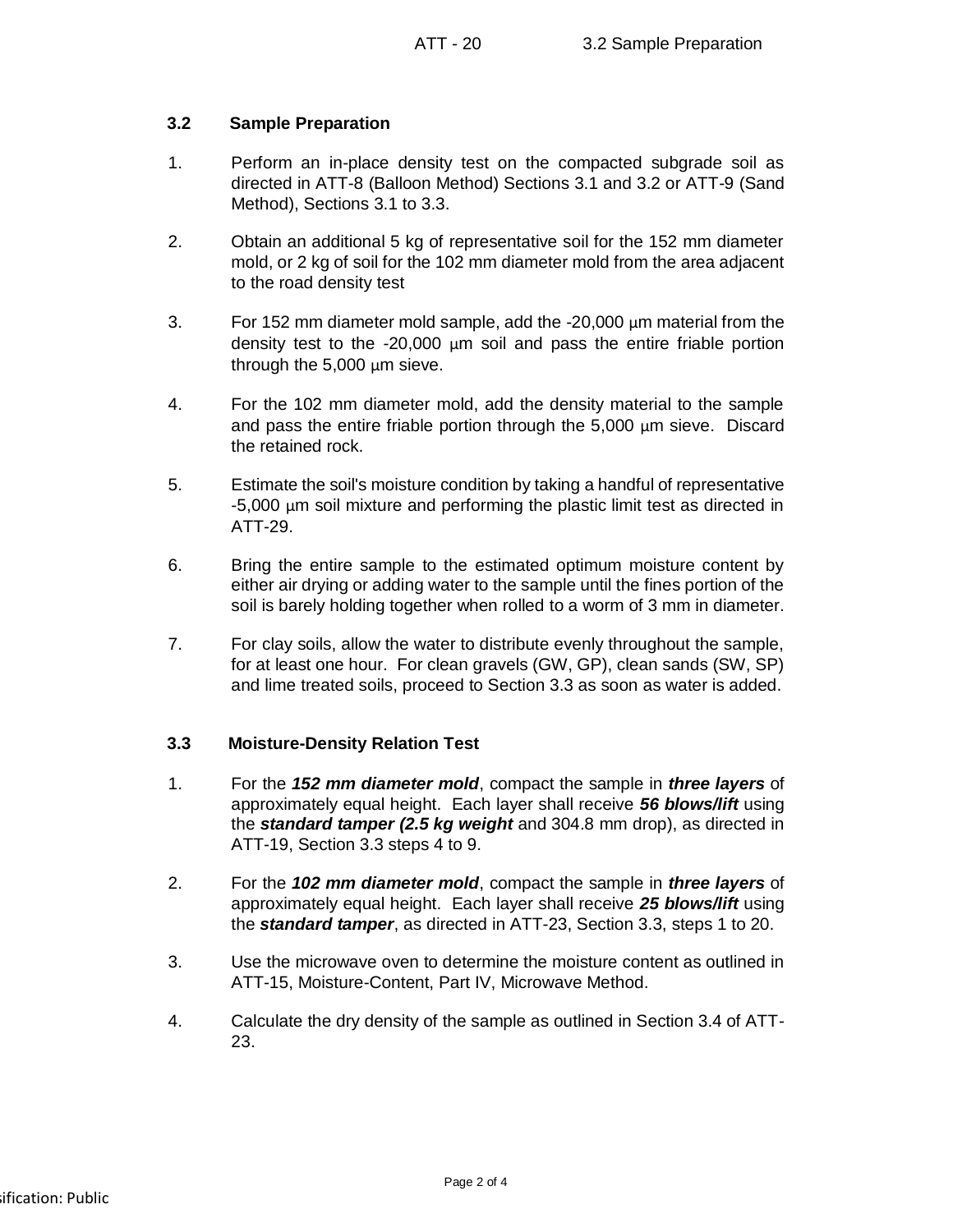### 3.2 Sample Preparation

1. Perform an in-place density test on the compacted subgrade soil as directed in ATT-8 (Balloon Method) Sections 3.1 and 3.2 or ATT-9 (Sand Method), Sections 3.1 to 3.3.

2. Obtain an additional 5 kg of representative soil for the 152 mm diameter mold, or 2 kg of soil for the 102 mm diameter mold from the area adjacent to the road density test

3. For 152 mm diameter mold sample, add the -20,000 µm material from the density test to the -20,000 µm soil and pass the entire friable portion through the 5,000 µm sieve.

4. For the 102 mm diameter mold, add the density material to the sample and pass the entire friable portion through the 5,000 µm sieve. Discard the retained rock.

5. Estimate the soil's moisture condition by taking a handful of representative -5,000 µm soil mixture and performing the plastic limit test as directed in ATT-29.

6. Bring the entire sample to the estimated optimum moisture content by either air drying or adding water to the sample until the fines portion of the soil is barely holding together when rolled to a worm of 3 mm in diameter.

7. For clay soils, allow the water to distribute evenly throughout the sample, for at least one hour. For clean gravels (GW, GP), clean sands (SW, SP) and lime treated soils, proceed to Section 3.3 as soon as water is added.

### 3.3 Moisture-Density Relation Test

1. For the ***152 mm diameter mold***, compact the sample in ***three layers*** of approximately equal height. Each layer shall receive ***56 blows/lift*** using the ***standard tamper (2.5 kg weight*** and 304.8 mm drop), as directed in ATT-19, Section 3.3 steps 4 to 9.

2. For the ***102 mm diameter mold***, compact the sample in ***three layers*** of approximately equal height. Each layer shall receive ***25 blows/lift*** using the ***standard tamper***, as directed in ATT-23, Section 3.3, steps 1 to 20.

3. Use the microwave oven to determine the moisture content as outlined in ATT-15, Moisture-Content, Part IV, Microwave Method.

4. Calculate the dry density of the sample as outlined in Section 3.4 of ATT-23.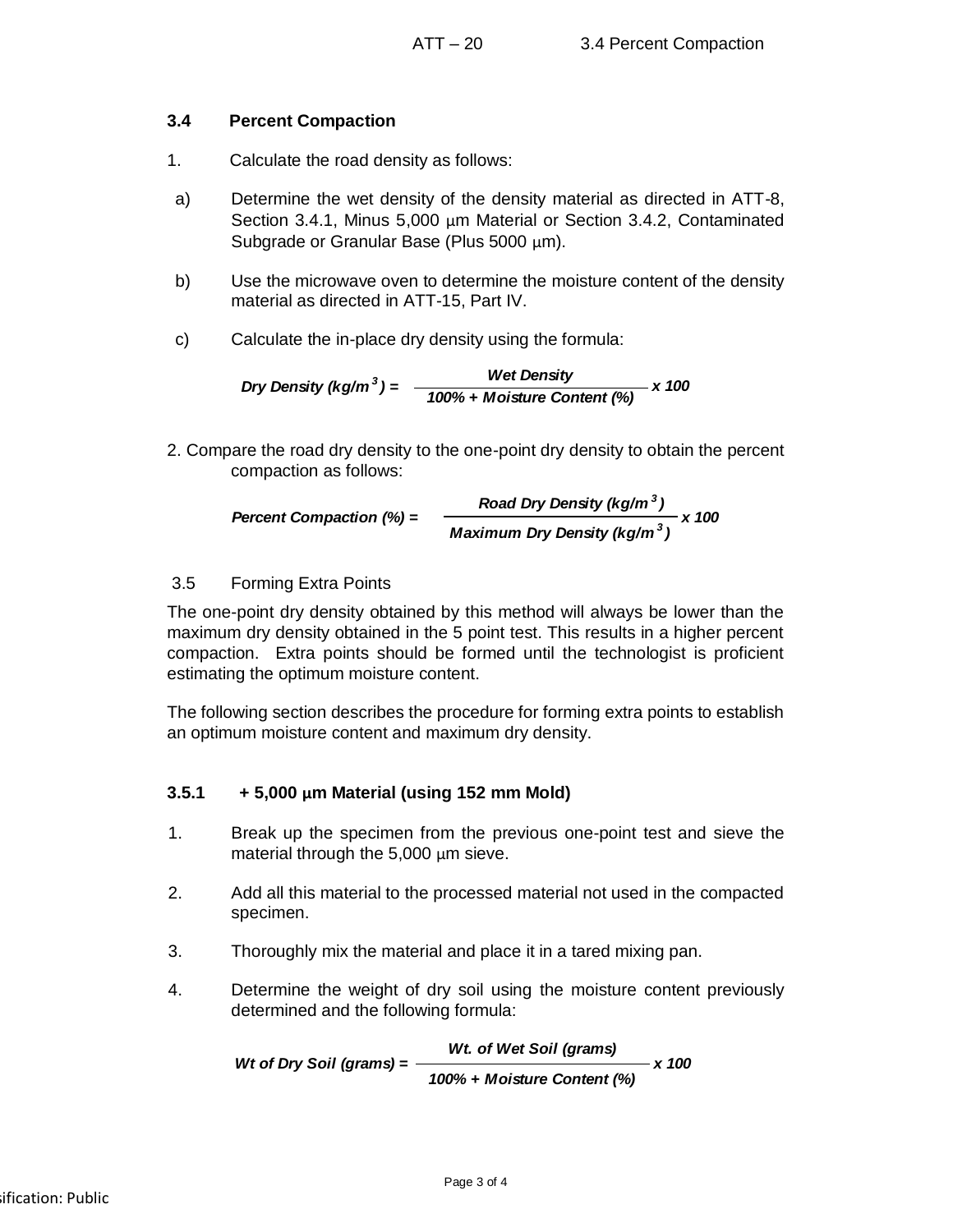### 3.4 Percent Compaction

1. Calculate the road density as follows:

a) Determine the wet density of the density material as directed in ATT-8, Section 3.4.1, Minus 5,000 μm Material or Section 3.4.2, Contaminated Subgrade or Granular Base (Plus 5000 μm).

b) Use the microwave oven to determine the moisture content of the density material as directed in ATT-15, Part IV.

c) Calculate the in-place dry density using the formula:

$$\textit{Dry Density } (kg/m^3) = \frac{\textit{Wet Density}}{100\% + \textit{Moisture Content } (\%)} \times 100$$

2. Compare the road dry density to the one-point dry density to obtain the percent compaction as follows:

$$\textit{Percent Compaction } (\%) = \frac{\textit{Road Dry Density } (kg/m^3)}{\textit{Maximum Dry Density } (kg/m^3)} \times 100$$

3.5 Forming Extra Points

The one-point dry density obtained by this method will always be lower than the maximum dry density obtained in the 5 point test. This results in a higher percent compaction. Extra points should be formed until the technologist is proficient estimating the optimum moisture content.

The following section describes the procedure for forming extra points to establish an optimum moisture content and maximum dry density.

#### 3.5.1 + 5,000 μm Material (using 152 mm Mold)

1. Break up the specimen from the previous one-point test and sieve the material through the 5,000 μm sieve.

2. Add all this material to the processed material not used in the compacted specimen.

3. Thoroughly mix the material and place it in a tared mixing pan.

4. Determine the weight of dry soil using the moisture content previously determined and the following formula:

$$\textit{Wt of Dry Soil (grams)} = \frac{\textit{Wt. of Wet Soil (grams)}}{100\% + \textit{Moisture Content } (\%)} \times 100$$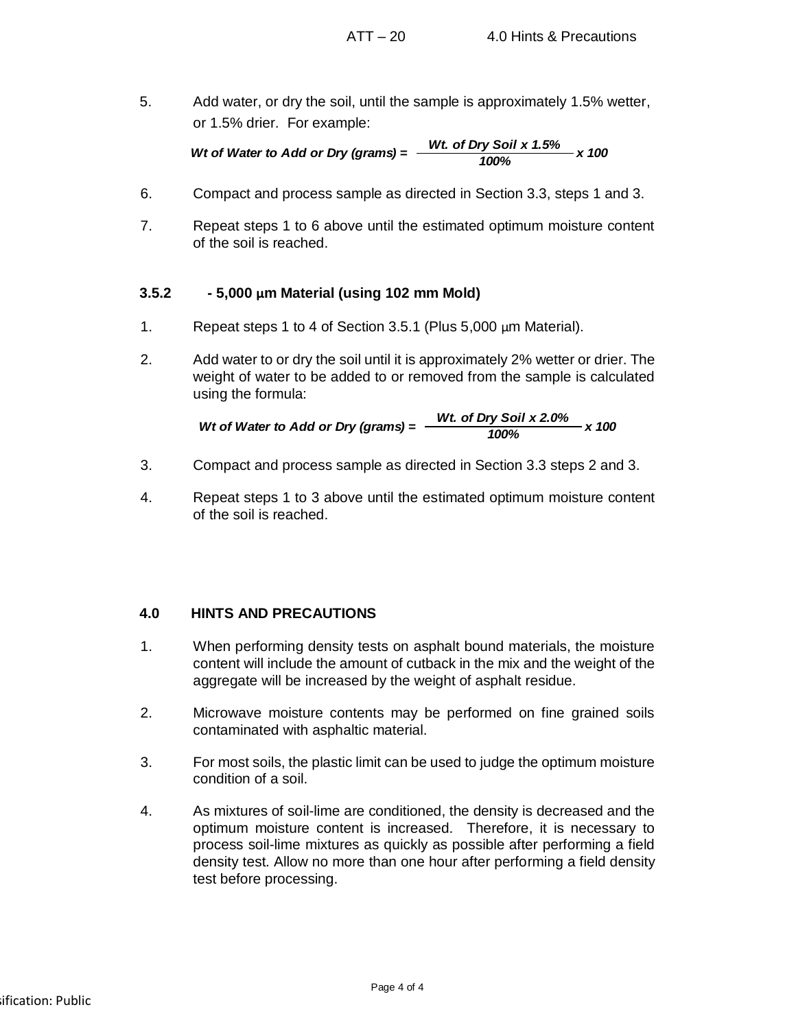5. Add water, or dry the soil, until the sample is approximately 1.5% wetter, or 1.5% drier. For example:

$$\textbf{Wt of Water to Add or Dry (grams)} = \frac{\textbf{Wt. of Dry Soil x 1.5\%}}{\textbf{100\%}} \textbf{ x 100}$$

6. Compact and process sample as directed in Section 3.3, steps 1 and 3.

7. Repeat steps 1 to 6 above until the estimated optimum moisture content of the soil is reached.

### 3.5.2 - 5,000 μm Material (using 102 mm Mold)

1. Repeat steps 1 to 4 of Section 3.5.1 (Plus 5,000 μm Material).

2. Add water to or dry the soil until it is approximately 2% wetter or drier. The weight of water to be added to or removed from the sample is calculated using the formula:

$$\textbf{Wt of Water to Add or Dry (grams)} = \frac{\textbf{Wt. of Dry Soil x 2.0\%}}{\textbf{100\%}} \textbf{ x 100}$$

3. Compact and process sample as directed in Section 3.3 steps 2 and 3.

4. Repeat steps 1 to 3 above until the estimated optimum moisture content of the soil is reached.

## 4.0 HINTS AND PRECAUTIONS

1. When performing density tests on asphalt bound materials, the moisture content will include the amount of cutback in the mix and the weight of the aggregate will be increased by the weight of asphalt residue.

2. Microwave moisture contents may be performed on fine grained soils contaminated with asphaltic material.

3. For most soils, the plastic limit can be used to judge the optimum moisture condition of a soil.

4. As mixtures of soil-lime are conditioned, the density is decreased and the optimum moisture content is increased. Therefore, it is necessary to process soil-lime mixtures as quickly as possible after performing a field density test. Allow no more than one hour after performing a field density test before processing.